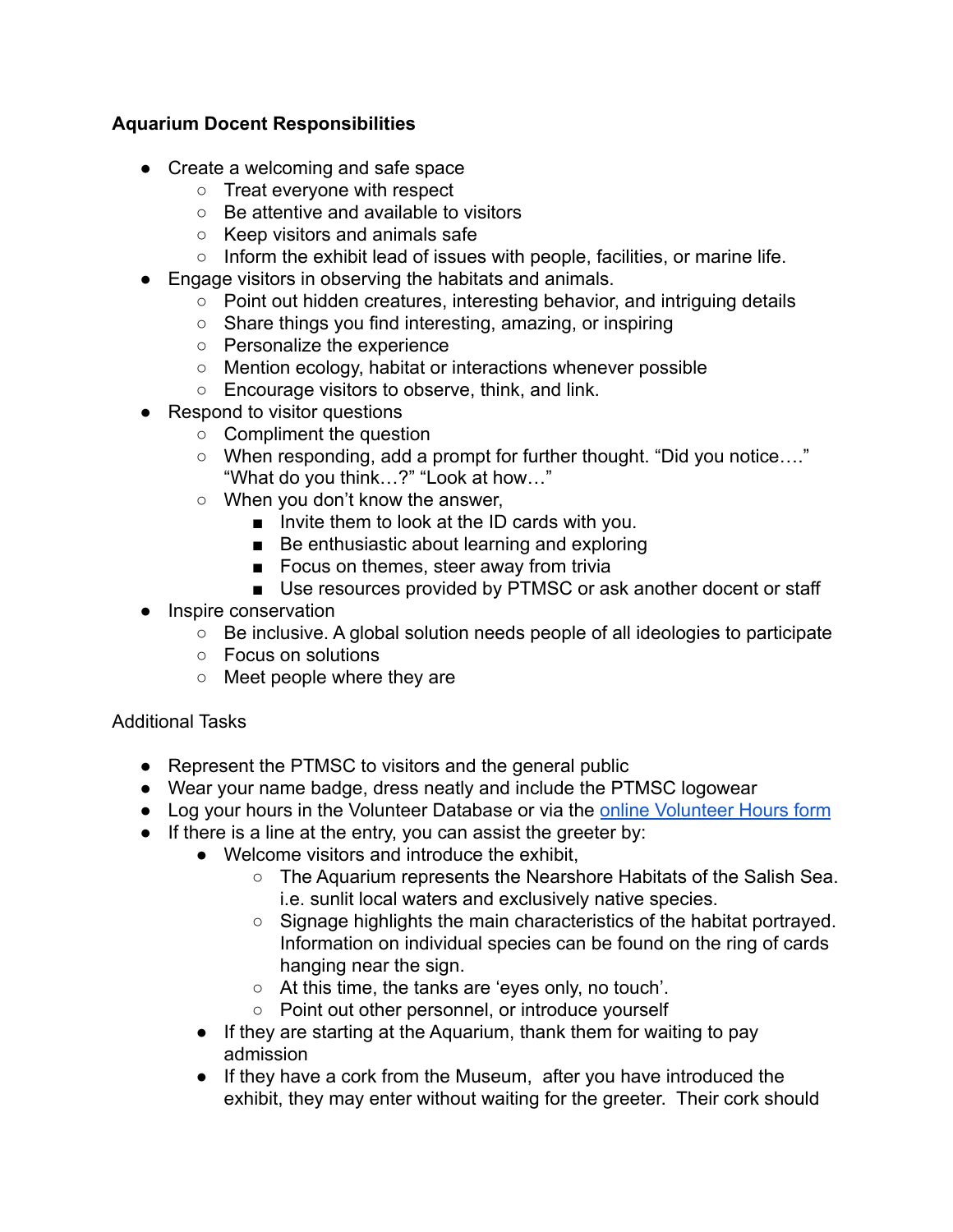**Aquarium Docent Responsibilities**

- Create a welcoming and safe space
  - Treat everyone with respect
  - Be attentive and available to visitors
  - Keep visitors and animals safe
  - Inform the exhibit lead of issues with people, facilities, or marine life.
- Engage visitors in observing the habitats and animals.
  - Point out hidden creatures, interesting behavior, and intriguing details
  - Share things you find interesting, amazing, or inspiring
  - Personalize the experience
  - Mention ecology, habitat or interactions whenever possible
  - Encourage visitors to observe, think, and link.
- Respond to visitor questions
  - Compliment the question
  - When responding, add a prompt for further thought. "Did you notice…." "What do you think…?" "Look at how…"
  - When you don't know the answer,
    - Invite them to look at the ID cards with you.
    - Be enthusiastic about learning and exploring
    - Focus on themes, steer away from trivia
    - Use resources provided by PTMSC or ask another docent or staff
- Inspire conservation
  - Be inclusive. A global solution needs people of all ideologies to participate
  - Focus on solutions
  - Meet people where they are

Additional Tasks

- Represent the PTMSC to visitors and the general public
- Wear your name badge, dress neatly and include the PTMSC logowear
- Log your hours in the Volunteer Database or via the [online Volunteer Hours form]
- If there is a line at the entry, you can assist the greeter by:
  - Welcome visitors and introduce the exhibit,
    - The Aquarium represents the Nearshore Habitats of the Salish Sea. i.e. sunlit local waters and exclusively native species.
    - Signage highlights the main characteristics of the habitat portrayed. Information on individual species can be found on the ring of cards hanging near the sign.
    - At this time, the tanks are 'eyes only, no touch'.
    - Point out other personnel, or introduce yourself
  - If they are starting at the Aquarium, thank them for waiting to pay admission
  - If they have a cork from the Museum, after you have introduced the exhibit, they may enter without waiting for the greeter. Their cork should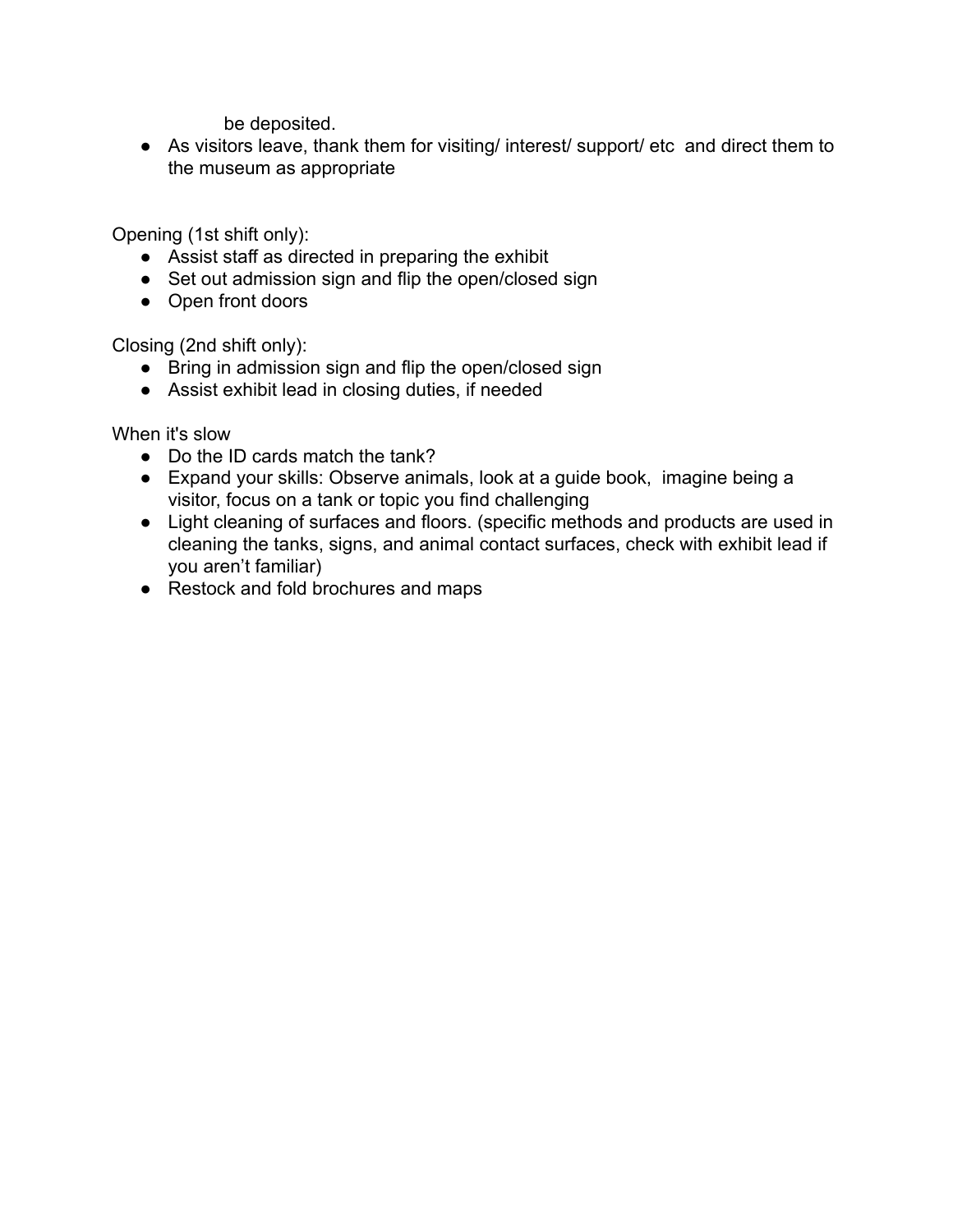be deposited.

- As visitors leave, thank them for visiting/ interest/ support/ etc  and direct them to the museum as appropriate

Opening (1st shift only):

- Assist staff as directed in preparing the exhibit
- Set out admission sign and flip the open/closed sign
- Open front doors

Closing (2nd shift only):

- Bring in admission sign and flip the open/closed sign
- Assist exhibit lead in closing duties, if needed

When it's slow

- Do the ID cards match the tank?
- Expand your skills: Observe animals, look at a guide book,  imagine being a visitor, focus on a tank or topic you find challenging
- Light cleaning of surfaces and floors. (specific methods and products are used in cleaning the tanks, signs, and animal contact surfaces, check with exhibit lead if you aren't familiar)
- Restock and fold brochures and maps